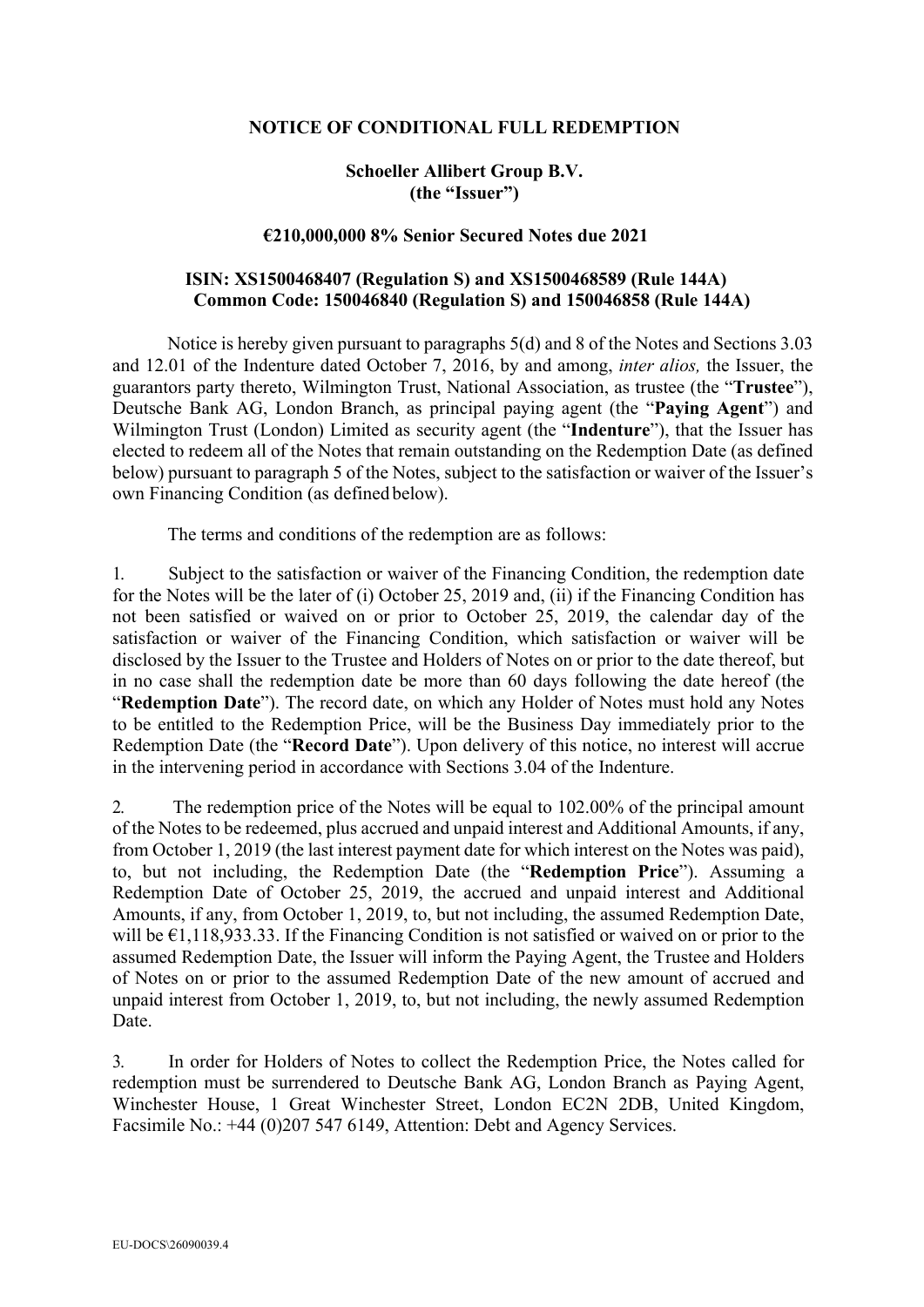**NOTICE OF CONDITIONAL FULL REDEMPTION**

**Schoeller Allibert Group B.V.**
**(the "Issuer")**

**€210,000,000 8% Senior Secured Notes due 2021**

**ISIN: XS1500468407 (Regulation S) and XS1500468589 (Rule 144A)**
**Common Code: 150046840 (Regulation S) and 150046858 (Rule 144A)**

Notice is hereby given pursuant to paragraphs 5(d) and 8 of the Notes and Sections 3.03 and 12.01 of the Indenture dated October 7, 2016, by and among, *inter alios,* the Issuer, the guarantors party thereto, Wilmington Trust, National Association, as trustee (the "**Trustee**"), Deutsche Bank AG, London Branch, as principal paying agent (the "**Paying Agent**") and Wilmington Trust (London) Limited as security agent (the "**Indenture**"), that the Issuer has elected to redeem all of the Notes that remain outstanding on the Redemption Date (as defined below) pursuant to paragraph 5 of the Notes, subject to the satisfaction or waiver of the Issuer's own Financing Condition (as defined below).

The terms and conditions of the redemption are as follows:

1. Subject to the satisfaction or waiver of the Financing Condition, the redemption date for the Notes will be the later of (i) October 25, 2019 and, (ii) if the Financing Condition has not been satisfied or waived on or prior to October 25, 2019, the calendar day of the satisfaction or waiver of the Financing Condition, which satisfaction or waiver will be disclosed by the Issuer to the Trustee and Holders of Notes on or prior to the date thereof, but in no case shall the redemption date be more than 60 days following the date hereof (the "**Redemption Date**"). The record date, on which any Holder of Notes must hold any Notes to be entitled to the Redemption Price, will be the Business Day immediately prior to the Redemption Date (the "**Record Date**"). Upon delivery of this notice, no interest will accrue in the intervening period in accordance with Sections 3.04 of the Indenture.

2. The redemption price of the Notes will be equal to 102.00% of the principal amount of the Notes to be redeemed, plus accrued and unpaid interest and Additional Amounts, if any, from October 1, 2019 (the last interest payment date for which interest on the Notes was paid), to, but not including, the Redemption Date (the "**Redemption Price**"). Assuming a Redemption Date of October 25, 2019, the accrued and unpaid interest and Additional Amounts, if any, from October 1, 2019, to, but not including, the assumed Redemption Date, will be €1,118,933.33. If the Financing Condition is not satisfied or waived on or prior to the assumed Redemption Date, the Issuer will inform the Paying Agent, the Trustee and Holders of Notes on or prior to the assumed Redemption Date of the new amount of accrued and unpaid interest from October 1, 2019, to, but not including, the newly assumed Redemption Date.

3. In order for Holders of Notes to collect the Redemption Price, the Notes called for redemption must be surrendered to Deutsche Bank AG, London Branch as Paying Agent, Winchester House, 1 Great Winchester Street, London EC2N 2DB, United Kingdom, Facsimile No.: +44 (0)207 547 6149, Attention: Debt and Agency Services.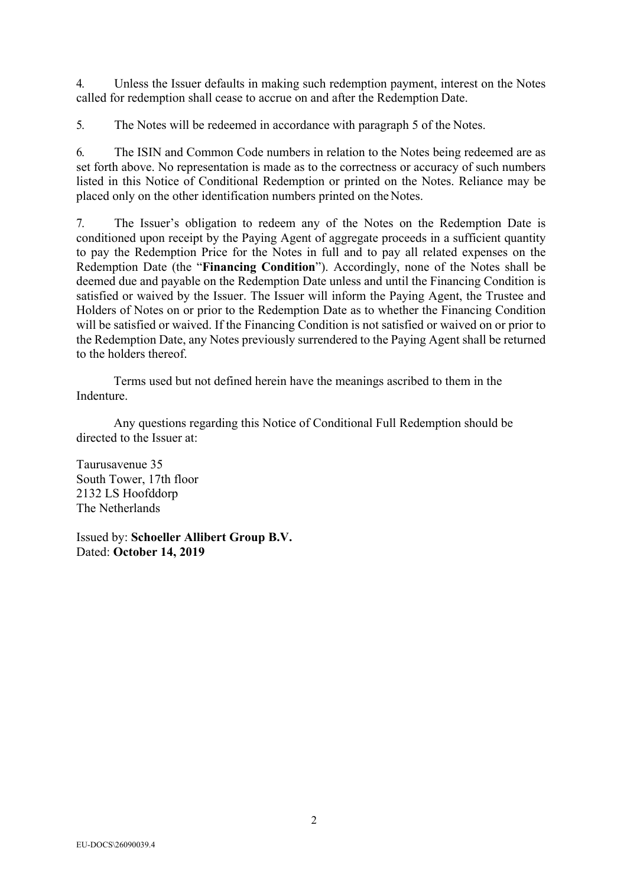4. Unless the Issuer defaults in making such redemption payment, interest on the Notes called for redemption shall cease to accrue on and after the Redemption Date.

5. The Notes will be redeemed in accordance with paragraph 5 of the Notes.

6. The ISIN and Common Code numbers in relation to the Notes being redeemed are as set forth above. No representation is made as to the correctness or accuracy of such numbers listed in this Notice of Conditional Redemption or printed on the Notes. Reliance may be placed only on the other identification numbers printed on the Notes.

7. The Issuer's obligation to redeem any of the Notes on the Redemption Date is conditioned upon receipt by the Paying Agent of aggregate proceeds in a sufficient quantity to pay the Redemption Price for the Notes in full and to pay all related expenses on the Redemption Date (the "**Financing Condition**"). Accordingly, none of the Notes shall be deemed due and payable on the Redemption Date unless and until the Financing Condition is satisfied or waived by the Issuer. The Issuer will inform the Paying Agent, the Trustee and Holders of Notes on or prior to the Redemption Date as to whether the Financing Condition will be satisfied or waived. If the Financing Condition is not satisfied or waived on or prior to the Redemption Date, any Notes previously surrendered to the Paying Agent shall be returned to the holders thereof.

Terms used but not defined herein have the meanings ascribed to them in the Indenture.

Any questions regarding this Notice of Conditional Full Redemption should be directed to the Issuer at:

Taurusavenue 35
South Tower, 17th floor
2132 LS Hoofddorp
The Netherlands

Issued by: **Schoeller Allibert Group B.V.**
Dated: **October 14, 2019**

EU-DOCS\26090039.4